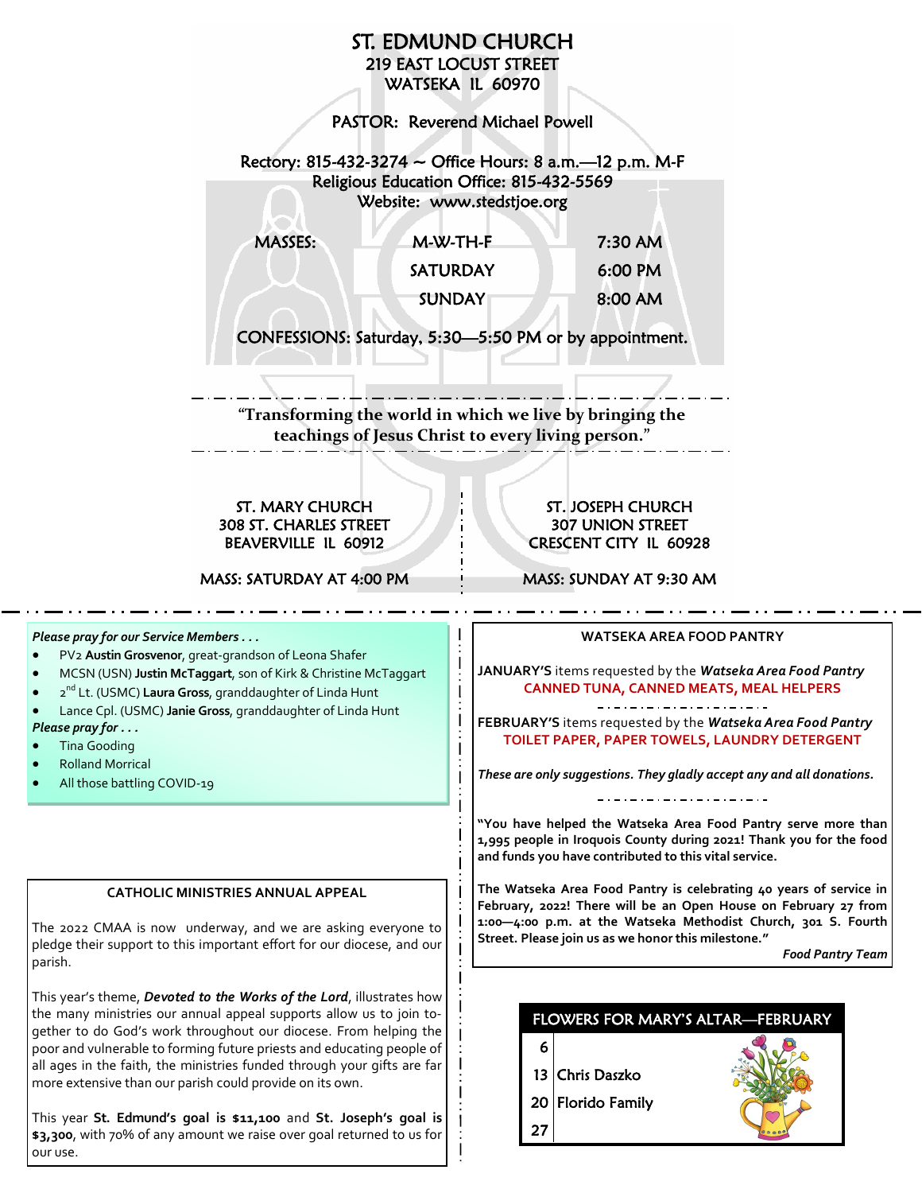# ST. EDMUND CHURCH

219 EAST LOCUST STREET
WATSEKA IL 60970

PASTOR: Reverend Michael Powell

Rectory: 815-432-3274 ~ Office Hours: 8 a.m.—12 p.m. M-F
Religious Education Office: 815-432-5569
Website: www.stedstjoe.org

| MASSES: | M-W-TH-F | 7:30 AM |
|---|---|---|
| | SATURDAY | 6:00 PM |
| | SUNDAY | 8:00 AM |

CONFESSIONS: Saturday, 5:30—5:50 PM or by appointment.

**"Transforming the world in which we live by bringing the teachings of Jesus Christ to every living person."**

**ST. MARY CHURCH**
308 ST. CHARLES STREET
BEAVERVILLE IL 60912

MASS: SATURDAY AT 4:00 PM

**ST. JOSEPH CHURCH**
307 UNION STREET
CRESCENT CITY IL 60928

MASS: SUNDAY AT 9:30 AM

*Please pray for our Service Members . . .*

- PV2 **Austin Grosvenor**, great-grandson of Leona Shafer
- MCSN (USN) **Justin McTaggart**, son of Kirk & Christine McTaggart
- 2nd Lt. (USMC) **Laura Gross**, granddaughter of Linda Hunt
- Lance Cpl. (USMC) **Janie Gross**, granddaughter of Linda Hunt

*Please pray for . . .*

- Tina Gooding
- Rolland Morrical
- All those battling COVID-19

## CATHOLIC MINISTRIES ANNUAL APPEAL

The 2022 CMAA is now underway, and we are asking everyone to pledge their support to this important effort for our diocese, and our parish.

This year's theme, ***Devoted to the Works of the Lord***, illustrates how the many ministries our annual appeal supports allow us to join together to do God's work throughout our diocese. From helping the poor and vulnerable to forming future priests and educating people of all ages in the faith, the ministries funded through your gifts are far more extensive than our parish could provide on its own.

This year **St. Edmund's goal is $11,100** and **St. Joseph's goal is $3,300**, with 70% of any amount we raise over goal returned to us for our use.

## WATSEKA AREA FOOD PANTRY

**JANUARY'S** items requested by the ***Watseka Area Food Pantry***
**CANNED TUNA, CANNED MEATS, MEAL HELPERS**

**FEBRUARY'S** items requested by the ***Watseka Area Food Pantry***
**TOILET PAPER, PAPER TOWELS, LAUNDRY DETERGENT**

***These are only suggestions. They gladly accept any and all donations.***

**"You have helped the Watseka Area Food Pantry serve more than 1,995 people in Iroquois County during 2021! Thank you for the food and funds you have contributed to this vital service.**

**The Watseka Area Food Pantry is celebrating 40 years of service in February, 2022! There will be an Open House on February 27 from 1:00—4:00 p.m. at the Watseka Methodist Church, 301 S. Fourth Street. Please join us as we honor this milestone."**

***Food Pantry Team***

## FLOWERS FOR MARY'S ALTAR—FEBRUARY

| | |
|---|---|
| 6 | |
| 13 | Chris Daszko |
| 20 | Florido Family |
| 27 | |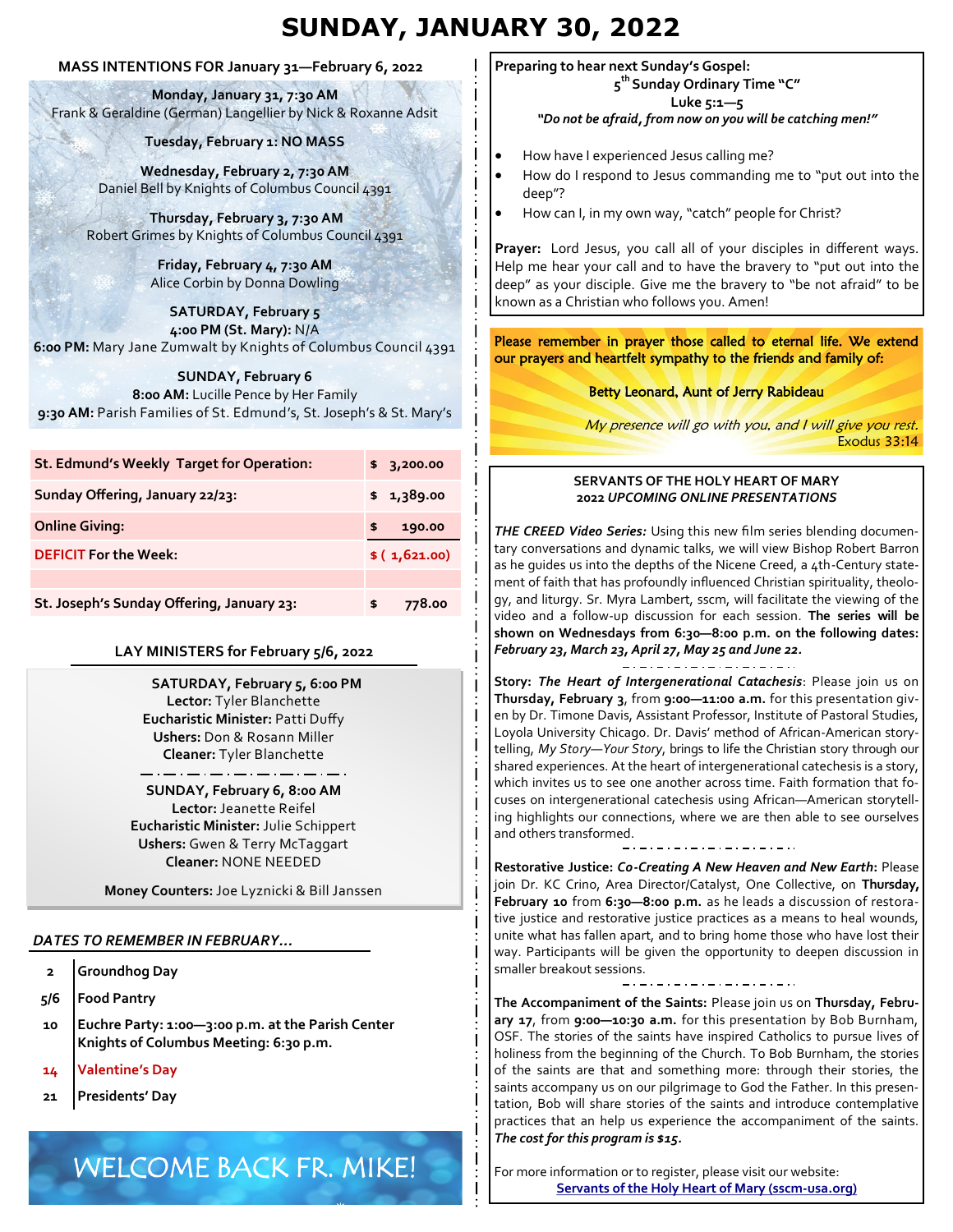# SUNDAY, JANUARY 30, 2022

## MASS INTENTIONS FOR January 31—February 6, 2022

**Monday, January 31, 7:30 AM**
Frank & Geraldine (German) Langellier by Nick & Roxanne Adsit

**Tuesday, February 1: NO MASS**

**Wednesday, February 2, 7:30 AM**
Daniel Bell by Knights of Columbus Council 4391

**Thursday, February 3, 7:30 AM**
Robert Grimes by Knights of Columbus Council 4391

**Friday, February 4, 7:30 AM**
Alice Corbin by Donna Dowling

**SATURDAY, February 5**
**4:00 PM (St. Mary):** N/A
**6:00 PM:** Mary Jane Zumwalt by Knights of Columbus Council 4391

**SUNDAY, February 6**
**8:00 AM:** Lucille Pence by Her Family
**9:30 AM:** Parish Families of St. Edmund's, St. Joseph's & St. Mary's

| | |
|---|---|
| **St. Edmund's Weekly Target for Operation:** | **$ 3,200.00** |
| **Sunday Offering, January 22/23:** | **$ 1,389.00** |
| **Online Giving:** | **$ 190.00** |
| **DEFICIT For the Week:** | **$ ( 1,621.00)** |
| | |
| **St. Joseph's Sunday Offering, January 23:** | **$ 778.00** |

## LAY MINISTERS for February 5/6, 2022

**SATURDAY, February 5, 6:00 PM**
**Lector:** Tyler Blanchette
**Eucharistic Minister:** Patti Duffy
**Ushers:** Don & Rosann Miller
**Cleaner:** Tyler Blanchette

**SUNDAY, February 6, 8:00 AM**
**Lector:** Jeanette Reifel
**Eucharistic Minister:** Julie Schippert
**Ushers:** Gwen & Terry McTaggart
**Cleaner:** NONE NEEDED

**Money Counters:** Joe Lyznicki & Bill Janssen

## *DATES TO REMEMBER IN FEBRUARY…*

| | |
|---|---|
| 2 | Groundhog Day |
| 5/6 | Food Pantry |
| 10 | Euchre Party: 1:00—3:00 p.m. at the Parish Center<br>Knights of Columbus Meeting: 6:30 p.m. |
| 14 | Valentine's Day |
| 21 | Presidents' Day |

# WELCOME BACK FR. MIKE!

**Preparing to hear next Sunday's Gospel:**
**5th Sunday Ordinary Time "C"**
**Luke 5:1—5**
***"Do not be afraid, from now on you will be catching men!"***

- How have I experienced Jesus calling me?
- How do I respond to Jesus commanding me to "put out into the deep"?
- How can I, in my own way, "catch" people for Christ?

**Prayer:** Lord Jesus, you call all of your disciples in different ways. Help me hear your call and to have the bravery to "put out into the deep" as your disciple. Give me the bravery to "be not afraid" to be known as a Christian who follows you. Amen!

Please remember in prayer those called to eternal life. We extend our prayers and heartfelt sympathy to the friends and family of:

Betty Leonard, Aunt of Jerry Rabideau

*My presence will go with you, and I will give you rest.*
Exodus 33:14

### SERVANTS OF THE HOLY HEART OF MARY
### 2022 *UPCOMING ONLINE PRESENTATIONS*

***THE CREED Video Series:*** Using this new film series blending documentary conversations and dynamic talks, we will view Bishop Robert Barron as he guides us into the depths of the Nicene Creed, a 4th-Century statement of faith that has profoundly influenced Christian spirituality, theology, and liturgy. Sr. Myra Lambert, sscm, will facilitate the viewing of the video and a follow-up discussion for each session. **The series will be shown on Wednesdays from 6:30—8:00 p.m. on the following dates: *February 23, March 23, April 27, May 25 and June 22.***

**Story: *The Heart of Intergenerational Catachesis*:** Please join us on **Thursday, February 3**, from **9:00—11:00 a.m.** for this presentation given by Dr. Timone Davis, Assistant Professor, Institute of Pastoral Studies, Loyola University Chicago. Dr. Davis' method of African-American storytelling, *My Story—Your Story*, brings to life the Christian story through our shared experiences. At the heart of intergenerational catechesis is a story, which invites us to see one another across time. Faith formation that focuses on intergenerational catechesis using African—American storytelling highlights our connections, where we are then able to see ourselves and others transformed.

**Restorative Justice: *Co-Creating A New Heaven and New Earth*:** Please join Dr. KC Crino, Area Director/Catalyst, One Collective, on **Thursday, February 10** from **6:30—8:00 p.m.** as he leads a discussion of restorative justice and restorative justice practices as a means to heal wounds, unite what has fallen apart, and to bring home those who have lost their way. Participants will be given the opportunity to deepen discussion in smaller breakout sessions.

**The Accompaniment of the Saints:** Please join us on **Thursday, February 17**, from **9:00—10:30 a.m.** for this presentation by Bob Burnham, OSF. The stories of the saints have inspired Catholics to pursue lives of holiness from the beginning of the Church. To Bob Burnham, the stories of the saints are that and something more: through their stories, the saints accompany us on our pilgrimage to God the Father. In this presentation, Bob will share stories of the saints and introduce contemplative practices that an help us experience the accompaniment of the saints. ***The cost for this program is $15.***

For more information or to register, please visit our website:
**Servants of the Holy Heart of Mary (sscm-usa.org)**